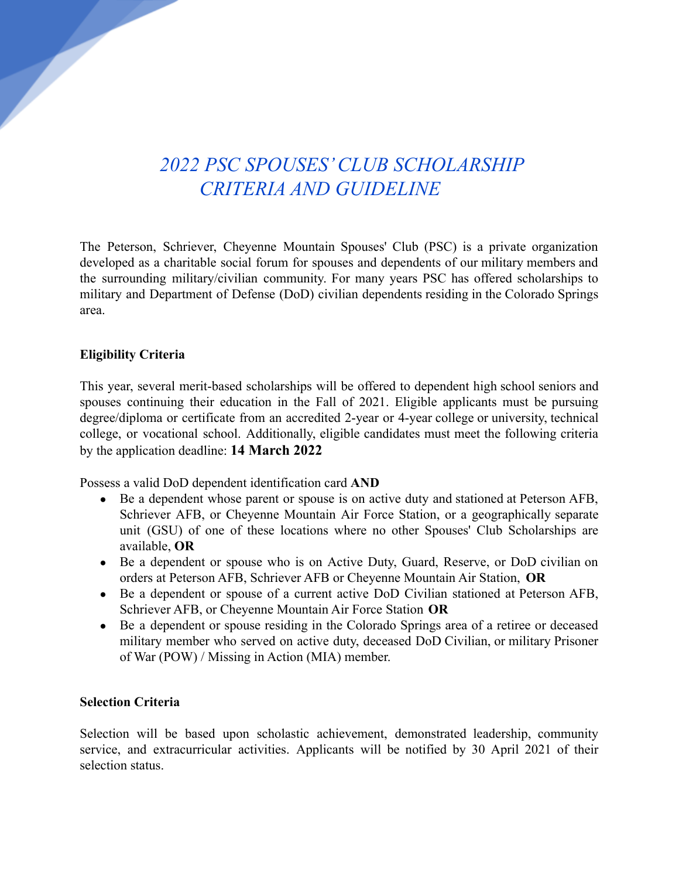# *2022 PSC SPOUSES' CLUB SCHOLARSHIP CRITERIA AND GUIDELINE*

The Peterson, Schriever, Cheyenne Mountain Spouses' Club (PSC) is a private organization developed as a charitable social forum for spouses and dependents of our military members and the surrounding military/civilian community. For many years PSC has offered scholarships to military and Department of Defense (DoD) civilian dependents residing in the Colorado Springs area.

**Eligibility Criteria**

This year, several merit-based scholarships will be offered to dependent high school seniors and spouses continuing their education in the Fall of 2021. Eligible applicants must be pursuing degree/diploma or certificate from an accredited 2-year or 4-year college or university, technical college, or vocational school. Additionally, eligible candidates must meet the following criteria by the application deadline: **14 March 2022**

Possess a valid DoD dependent identification card **AND**

- Be a dependent whose parent or spouse is on active duty and stationed at Peterson AFB, Schriever AFB, or Cheyenne Mountain Air Force Station, or a geographically separate unit (GSU) of one of these locations where no other Spouses' Club Scholarships are available, **OR**
- Be a dependent or spouse who is on Active Duty, Guard, Reserve, or DoD civilian on orders at Peterson AFB, Schriever AFB or Cheyenne Mountain Air Station, **OR**
- Be a dependent or spouse of a current active DoD Civilian stationed at Peterson AFB, Schriever AFB, or Cheyenne Mountain Air Force Station **OR**
- Be a dependent or spouse residing in the Colorado Springs area of a retiree or deceased military member who served on active duty, deceased DoD Civilian, or military Prisoner of War (POW) / Missing in Action (MIA) member.

**Selection Criteria**

Selection will be based upon scholastic achievement, demonstrated leadership, community service, and extracurricular activities. Applicants will be notified by 30 April 2021 of their selection status.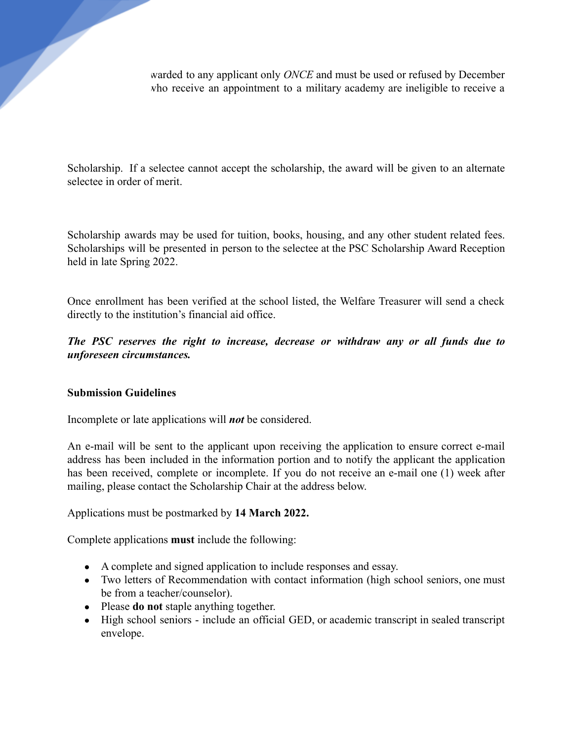warded to any applicant only *ONCE* and must be used or refused by December
vho receive an appointment to a military academy are ineligible to receive a

Scholarship. If a selectee cannot accept the scholarship, the award will be given to an alternate selectee in order of merit.

Scholarship awards may be used for tuition, books, housing, and any other student related fees. Scholarships will be presented in person to the selectee at the PSC Scholarship Award Reception held in late Spring 2022.

Once enrollment has been verified at the school listed, the Welfare Treasurer will send a check directly to the institution's financial aid office.

***The PSC reserves the right to increase, decrease or withdraw any or all funds due to unforeseen circumstances.***

**Submission Guidelines**

Incomplete or late applications will ***not*** be considered.

An e-mail will be sent to the applicant upon receiving the application to ensure correct e-mail address has been included in the information portion and to notify the applicant the application has been received, complete or incomplete. If you do not receive an e-mail one (1) week after mailing, please contact the Scholarship Chair at the address below.

Applications must be postmarked by **14 March 2022.**

Complete applications **must** include the following:

- A complete and signed application to include responses and essay.
- Two letters of Recommendation with contact information (high school seniors, one must be from a teacher/counselor).
- Please **do not** staple anything together.
- High school seniors - include an official GED, or academic transcript in sealed transcript envelope.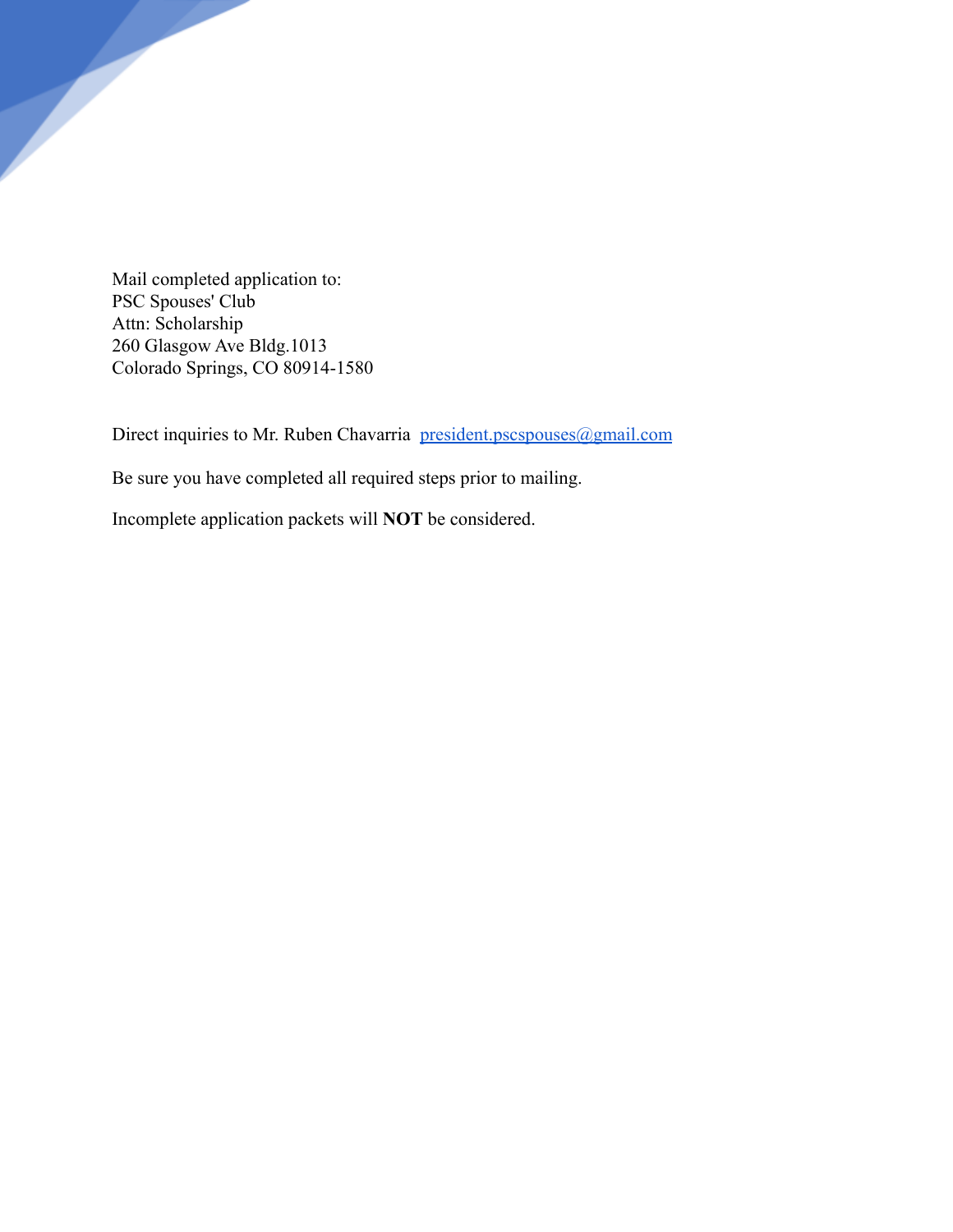Mail completed application to:
PSC Spouses' Club
Attn: Scholarship
260 Glasgow Ave Bldg.1013
Colorado Springs, CO 80914-1580

Direct inquiries to Mr. Ruben Chavarria [president.pscspouses@gmail.com](mailto:president.pscspouses@gmail.com)

Be sure you have completed all required steps prior to mailing.

Incomplete application packets will **NOT** be considered.